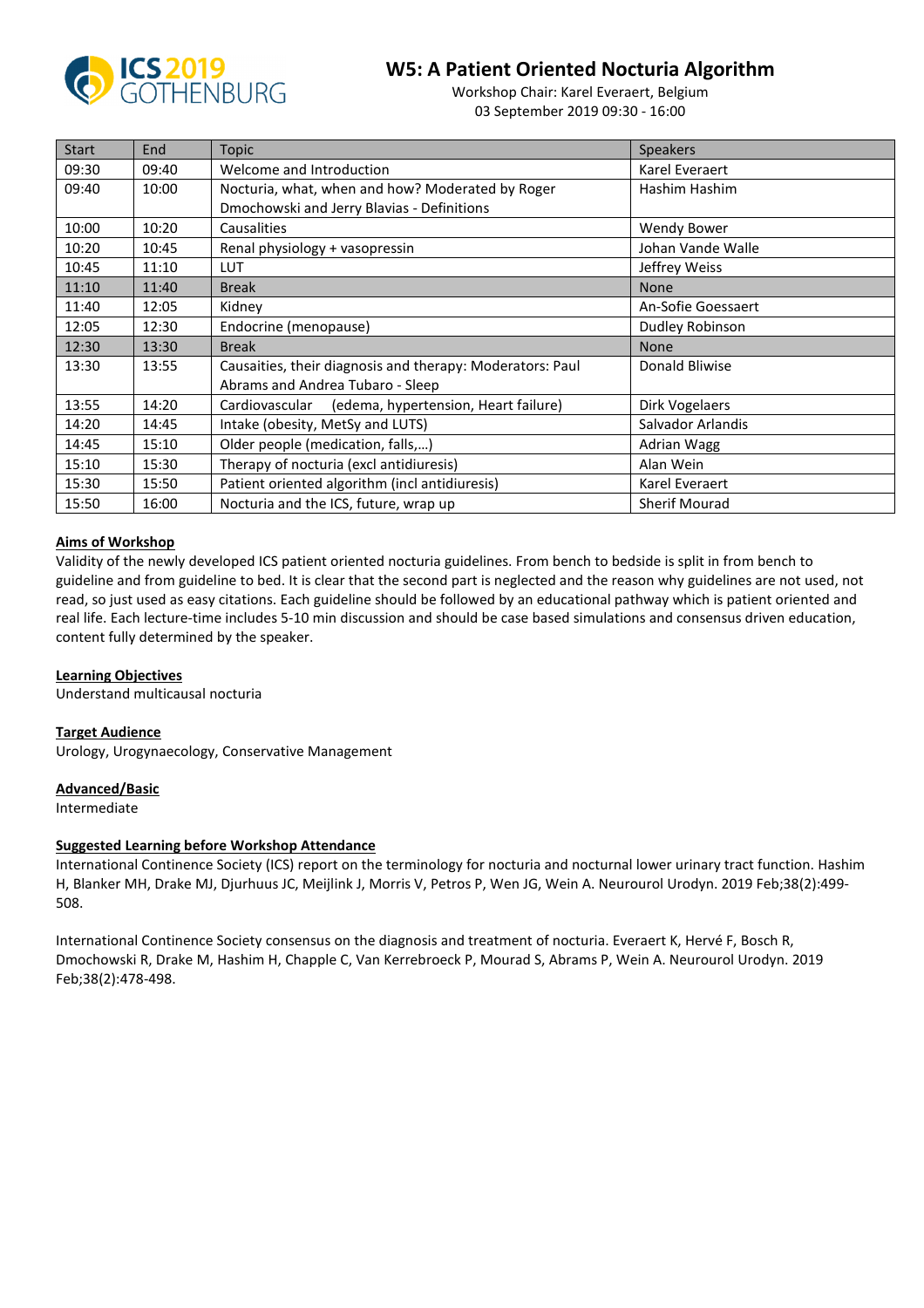ICS 2019 GOTHENBURG

# W5: A Patient Oriented Nocturia Algorithm

Workshop Chair: Karel Everaert, Belgium
03 September 2019 09:30 - 16:00

| Start | End | Topic | Speakers |
|---|---|---|---|
| 09:30 | 09:40 | Welcome and Introduction | Karel Everaert |
| 09:40 | 10:00 | Nocturia, what, when and how? Moderated by Roger Dmochowski and Jerry Blavias - Definitions | Hashim Hashim |
| 10:00 | 10:20 | Causalities | Wendy Bower |
| 10:20 | 10:45 | Renal physiology + vasopressin | Johan Vande Walle |
| 10:45 | 11:10 | LUT | Jeffrey Weiss |
| 11:10 | 11:40 | Break | None |
| 11:40 | 12:05 | Kidney | An-Sofie Goessaert |
| 12:05 | 12:30 | Endocrine (menopause) | Dudley Robinson |
| 12:30 | 13:30 | Break | None |
| 13:30 | 13:55 | Causaities, their diagnosis and therapy: Moderators: Paul Abrams and Andrea Tubaro - Sleep | Donald Bliwise |
| 13:55 | 14:20 | Cardiovascular (edema, hypertension, Heart failure) | Dirk Vogelaers |
| 14:20 | 14:45 | Intake (obesity, MetSy and LUTS) | Salvador Arlandis |
| 14:45 | 15:10 | Older people (medication, falls,…) | Adrian Wagg |
| 15:10 | 15:30 | Therapy of nocturia (excl antidiuresis) | Alan Wein |
| 15:30 | 15:50 | Patient oriented algorithm (incl antidiuresis) | Karel Everaert |
| 15:50 | 16:00 | Nocturia and the ICS, future, wrap up | Sherif Mourad |

**Aims of Workshop**

Validity of the newly developed ICS patient oriented nocturia guidelines. From bench to bedside is split in from bench to guideline and from guideline to bed. It is clear that the second part is neglected and the reason why guidelines are not used, not read, so just used as easy citations. Each guideline should be followed by an educational pathway which is patient oriented and real life. Each lecture-time includes 5-10 min discussion and should be case based simulations and consensus driven education, content fully determined by the speaker.

**Learning Objectives**

Understand multicausal nocturia

**Target Audience**

Urology, Urogynaecology, Conservative Management

**Advanced/Basic**

Intermediate

**Suggested Learning before Workshop Attendance**

International Continence Society (ICS) report on the terminology for nocturia and nocturnal lower urinary tract function. Hashim H, Blanker MH, Drake MJ, Djurhuus JC, Meijlink J, Morris V, Petros P, Wen JG, Wein A. Neurourol Urodyn. 2019 Feb;38(2):499-508.

International Continence Society consensus on the diagnosis and treatment of nocturia. Everaert K, Hervé F, Bosch R, Dmochowski R, Drake M, Hashim H, Chapple C, Van Kerrebroeck P, Mourad S, Abrams P, Wein A. Neurourol Urodyn. 2019 Feb;38(2):478-498.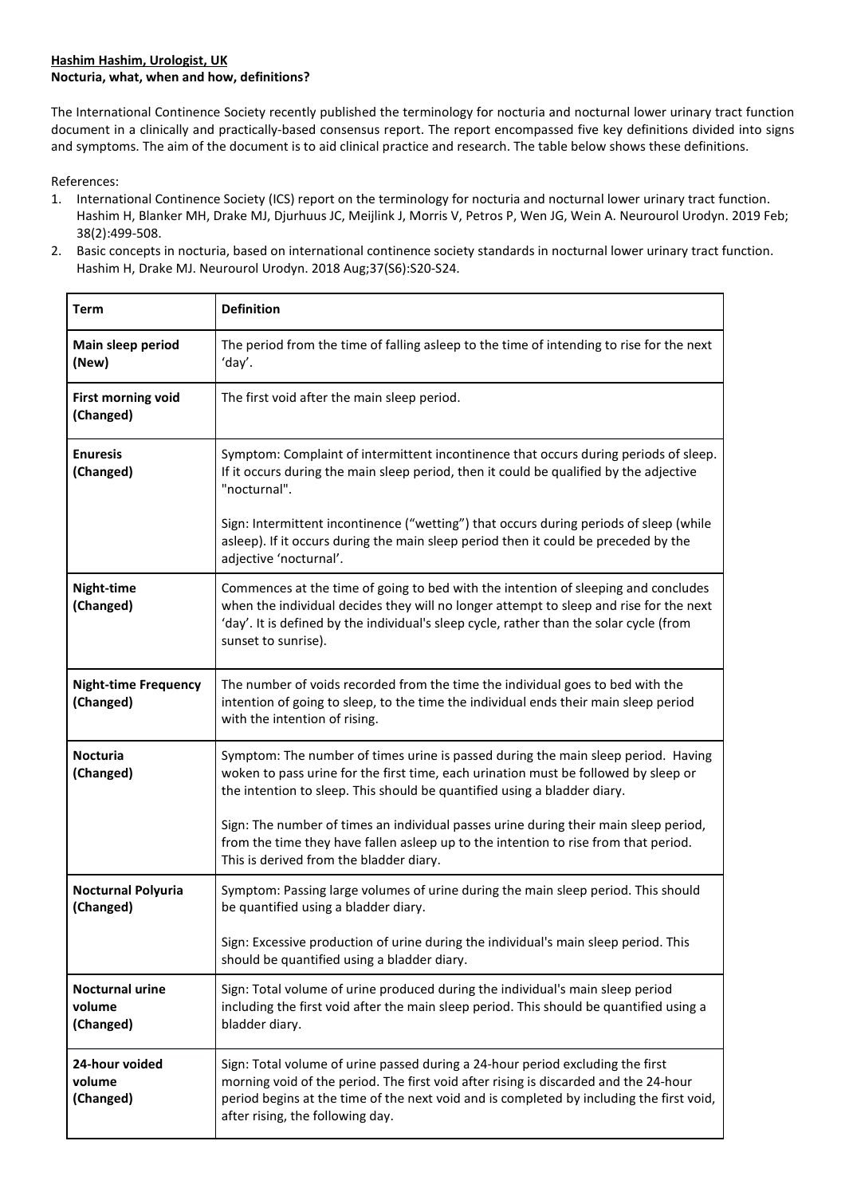**Hashim Hashim, Urologist, UK**

**Nocturia, what, when and how, definitions?**

The International Continence Society recently published the terminology for nocturia and nocturnal lower urinary tract function document in a clinically and practically-based consensus report. The report encompassed five key definitions divided into signs and symptoms. The aim of the document is to aid clinical practice and research. The table below shows these definitions.

References:

1. International Continence Society (ICS) report on the terminology for nocturia and nocturnal lower urinary tract function. Hashim H, Blanker MH, Drake MJ, Djurhuus JC, Meijlink J, Morris V, Petros P, Wen JG, Wein A. Neurourol Urodyn. 2019 Feb; 38(2):499-508.
2. Basic concepts in nocturia, based on international continence society standards in nocturnal lower urinary tract function. Hashim H, Drake MJ. Neurourol Urodyn. 2018 Aug;37(S6):S20-S24.

| Term | Definition |
|---|---|
| **Main sleep period (New)** | The period from the time of falling asleep to the time of intending to rise for the next 'day'. |
| **First morning void (Changed)** | The first void after the main sleep period. |
| **Enuresis (Changed)** | Symptom: Complaint of intermittent incontinence that occurs during periods of sleep. If it occurs during the main sleep period, then it could be qualified by the adjective "nocturnal".<br><br>Sign: Intermittent incontinence ("wetting") that occurs during periods of sleep (while asleep). If it occurs during the main sleep period then it could be preceded by the adjective 'nocturnal'. |
| **Night-time (Changed)** | Commences at the time of going to bed with the intention of sleeping and concludes when the individual decides they will no longer attempt to sleep and rise for the next 'day'. It is defined by the individual's sleep cycle, rather than the solar cycle (from sunset to sunrise). |
| **Night-time Frequency (Changed)** | The number of voids recorded from the time the individual goes to bed with the intention of going to sleep, to the time the individual ends their main sleep period with the intention of rising. |
| **Nocturia (Changed)** | Symptom: The number of times urine is passed during the main sleep period. Having woken to pass urine for the first time, each urination must be followed by sleep or the intention to sleep. This should be quantified using a bladder diary.<br><br>Sign: The number of times an individual passes urine during their main sleep period, from the time they have fallen asleep up to the intention to rise from that period. This is derived from the bladder diary. |
| **Nocturnal Polyuria (Changed)** | Symptom: Passing large volumes of urine during the main sleep period. This should be quantified using a bladder diary.<br><br>Sign: Excessive production of urine during the individual's main sleep period. This should be quantified using a bladder diary. |
| **Nocturnal urine volume (Changed)** | Sign: Total volume of urine produced during the individual's main sleep period including the first void after the main sleep period. This should be quantified using a bladder diary. |
| **24-hour voided volume (Changed)** | Sign: Total volume of urine passed during a 24-hour period excluding the first morning void of the period. The first void after rising is discarded and the 24-hour period begins at the time of the next void and is completed by including the first void, after rising, the following day. |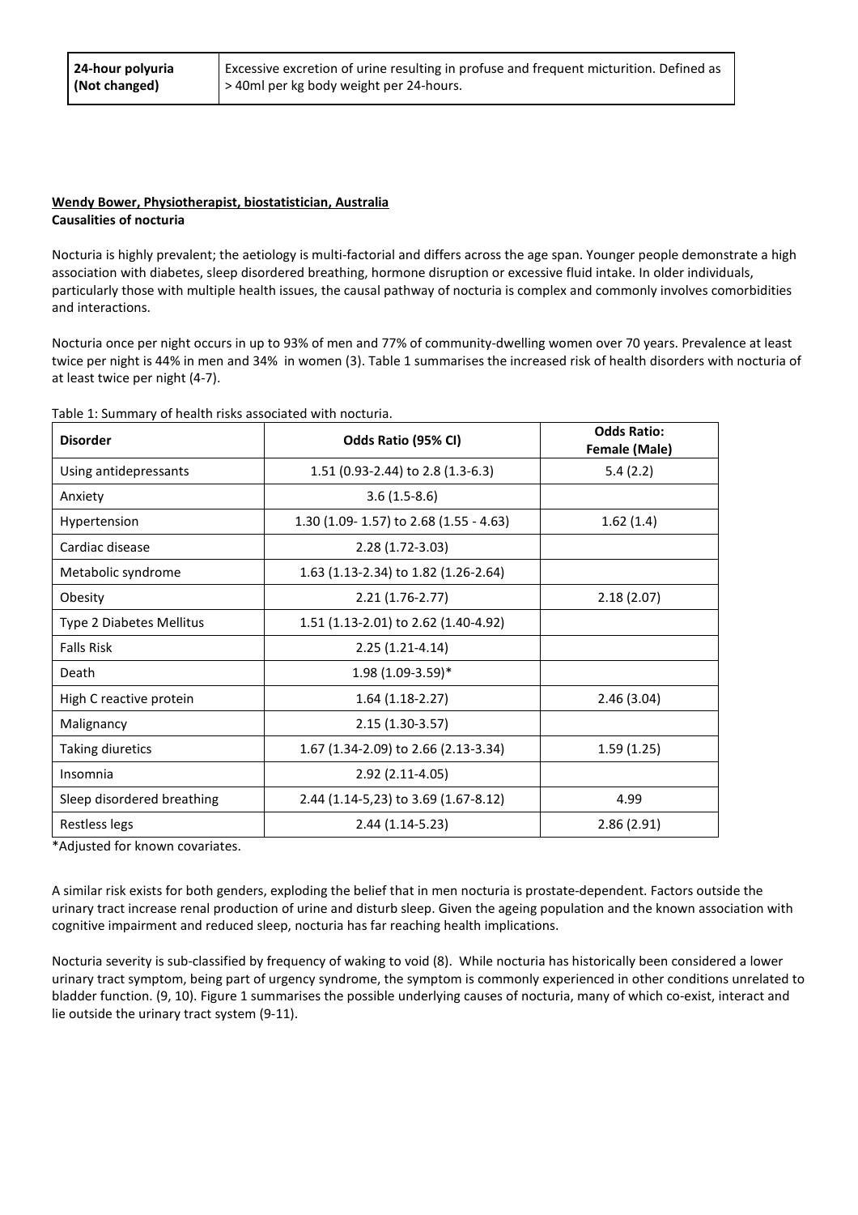| 24-hour polyuria (Not changed) | Excessive excretion of urine resulting in profuse and frequent micturition. Defined as > 40ml per kg body weight per 24-hours. |
|---|---|

**Wendy Bower, Physiotherapist, biostatistician, Australia**

**Causalities of nocturia**

Nocturia is highly prevalent; the aetiology is multi-factorial and differs across the age span. Younger people demonstrate a high association with diabetes, sleep disordered breathing, hormone disruption or excessive fluid intake. In older individuals, particularly those with multiple health issues, the causal pathway of nocturia is complex and commonly involves comorbidities and interactions.

Nocturia once per night occurs in up to 93% of men and 77% of community-dwelling women over 70 years. Prevalence at least twice per night is 44% in men and 34% in women (3). Table 1 summarises the increased risk of health disorders with nocturia of at least twice per night (4-7).

Table 1: Summary of health risks associated with nocturia.

| Disorder | Odds Ratio (95% CI) | Odds Ratio: Female (Male) |
|---|---|---|
| Using antidepressants | 1.51 (0.93-2.44) to 2.8 (1.3-6.3) | 5.4 (2.2) |
| Anxiety | 3.6 (1.5-8.6) | |
| Hypertension | 1.30 (1.09- 1.57) to 2.68 (1.55 - 4.63) | 1.62 (1.4) |
| Cardiac disease | 2.28 (1.72-3.03) | |
| Metabolic syndrome | 1.63 (1.13-2.34) to 1.82 (1.26-2.64) | |
| Obesity | 2.21 (1.76-2.77) | 2.18 (2.07) |
| Type 2 Diabetes Mellitus | 1.51 (1.13-2.01) to 2.62 (1.40-4.92) | |
| Falls Risk | 2.25 (1.21-4.14) | |
| Death | 1.98 (1.09-3.59)* | |
| High C reactive protein | 1.64 (1.18-2.27) | 2.46 (3.04) |
| Malignancy | 2.15 (1.30-3.57) | |
| Taking diuretics | 1.67 (1.34-2.09) to 2.66 (2.13-3.34) | 1.59 (1.25) |
| Insomnia | 2.92 (2.11-4.05) | |
| Sleep disordered breathing | 2.44 (1.14-5,23) to 3.69 (1.67-8.12) | 4.99 |
| Restless legs | 2.44 (1.14-5.23) | 2.86 (2.91) |

*Adjusted for known covariates.

A similar risk exists for both genders, exploding the belief that in men nocturia is prostate-dependent. Factors outside the urinary tract increase renal production of urine and disturb sleep. Given the ageing population and the known association with cognitive impairment and reduced sleep, nocturia has far reaching health implications.

Nocturia severity is sub-classified by frequency of waking to void (8). While nocturia has historically been considered a lower urinary tract symptom, being part of urgency syndrome, the symptom is commonly experienced in other conditions unrelated to bladder function. (9, 10). Figure 1 summarises the possible underlying causes of nocturia, many of which co-exist, interact and lie outside the urinary tract system (9-11).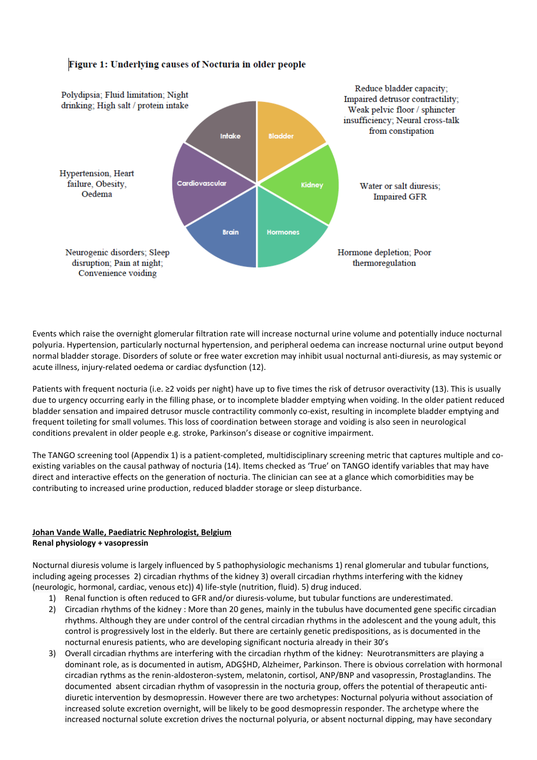Figure 1: Underlying causes of Nocturia in older people

- **Intake**: Polydipsia; Fluid limitation; Night drinking; High salt / protein intake
- **Bladder**: Reduce bladder capacity; Impaired detrusor contractility; Weak pelvic floor / sphincter insufficiency; Neural cross-talk from constipation
- **Kidney**: Water or salt diuresis; Impaired GFR
- **Hormones**: Hormone depletion; Poor thermoregulation
- **Brain**: Neurogenic disorders; Sleep disruption; Pain at night; Convenience voiding
- **Cardiovascular**: Hypertension, Heart failure, Obesity, Oedema

Events which raise the overnight glomerular filtration rate will increase nocturnal urine volume and potentially induce nocturnal polyuria. Hypertension, particularly nocturnal hypertension, and peripheral oedema can increase nocturnal urine output beyond normal bladder storage. Disorders of solute or free water excretion may inhibit usual nocturnal anti-diuresis, as may systemic or acute illness, injury-related oedema or cardiac dysfunction (12).

Patients with frequent nocturia (i.e. ≥2 voids per night) have up to five times the risk of detrusor overactivity (13). This is usually due to urgency occurring early in the filling phase, or to incomplete bladder emptying when voiding. In the older patient reduced bladder sensation and impaired detrusor muscle contractility commonly co-exist, resulting in incomplete bladder emptying and frequent toileting for small volumes. This loss of coordination between storage and voiding is also seen in neurological conditions prevalent in older people e.g. stroke, Parkinson's disease or cognitive impairment.

The TANGO screening tool (Appendix 1) is a patient-completed, multidisciplinary screening metric that captures multiple and co-existing variables on the causal pathway of nocturia (14). Items checked as 'True' on TANGO identify variables that may have direct and interactive effects on the generation of nocturia. The clinician can see at a glance which comorbidities may be contributing to increased urine production, reduced bladder storage or sleep disturbance.

**Johan Vande Walle, Paediatric Nephrologist, Belgium**
**Renal physiology + vasopressin**

Nocturnal diuresis volume is largely influenced by 5 pathophysiologic mechanisms 1) renal glomerular and tubular functions, including ageing processes 2) circadian rhythms of the kidney 3) overall circadian rhythms interfering with the kidney (neurologic, hormonal, cardiac, venous etc)) 4) life-style (nutrition, fluid). 5) drug induced.

1) Renal function is often reduced to GFR and/or diuresis-volume, but tubular functions are underestimated.
2) Circadian rhythms of the kidney : More than 20 genes, mainly in the tubulus have documented gene specific circadian rhythms. Although they are under control of the central circadian rhythms in the adolescent and the young adult, this control is progressively lost in the elderly. But there are certainly genetic predispositions, as is documented in the nocturnal enuresis patients, who are developing significant nocturia already in their 30's
3) Overall circadian rhythms are interfering with the circadian rhythm of the kidney: Neurotransmitters are playing a dominant role, as is documented in autism, ADG$HD, Alzheimer, Parkinson. There is obvious correlation with hormonal circadian rythms as the renin-aldosteron-system, melatonin, cortisol, ANP/BNP and vasopressin, Prostaglandins. The documented absent circadian rhythm of vasopressin in the nocturia group, offers the potential of therapeutic anti-diuretic intervention by desmopressin. However there are two archetypes: Nocturnal polyuria without association of increased solute excretion overnight, will be likely to be good desmopressin responder. The archetype where the increased nocturnal solute excretion drives the nocturnal polyuria, or absent nocturnal dipping, may have secondary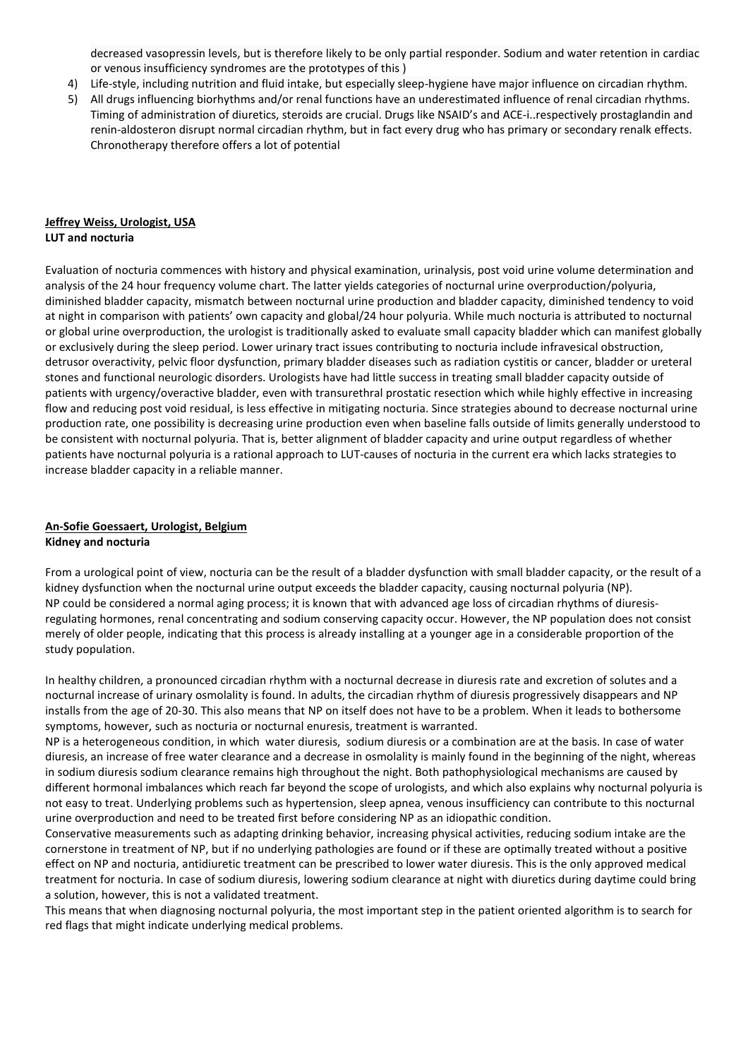decreased vasopressin levels, but is therefore likely to be only partial responder. Sodium and water retention in cardiac or venous insufficiency syndromes are the prototypes of this )

4) Life-style, including nutrition and fluid intake, but especially sleep-hygiene have major influence on circadian rhythm.
5) All drugs influencing biorhythms and/or renal functions have an underestimated influence of renal circadian rhythms. Timing of administration of diuretics, steroids are crucial. Drugs like NSAID's and ACE-i..respectively prostaglandin and renin-aldosteron disrupt normal circadian rhythm, but in fact every drug who has primary or secondary renalk effects. Chronotherapy therefore offers a lot of potential

**Jeffrey Weiss, Urologist, USA**
**LUT and nocturia**

Evaluation of nocturia commences with history and physical examination, urinalysis, post void urine volume determination and analysis of the 24 hour frequency volume chart. The latter yields categories of nocturnal urine overproduction/polyuria, diminished bladder capacity, mismatch between nocturnal urine production and bladder capacity, diminished tendency to void at night in comparison with patients' own capacity and global/24 hour polyuria. While much nocturia is attributed to nocturnal or global urine overproduction, the urologist is traditionally asked to evaluate small capacity bladder which can manifest globally or exclusively during the sleep period. Lower urinary tract issues contributing to nocturia include infravesical obstruction, detrusor overactivity, pelvic floor dysfunction, primary bladder diseases such as radiation cystitis or cancer, bladder or ureteral stones and functional neurologic disorders. Urologists have had little success in treating small bladder capacity outside of patients with urgency/overactive bladder, even with transurethral prostatic resection which while highly effective in increasing flow and reducing post void residual, is less effective in mitigating nocturia. Since strategies abound to decrease nocturnal urine production rate, one possibility is decreasing urine production even when baseline falls outside of limits generally understood to be consistent with nocturnal polyuria. That is, better alignment of bladder capacity and urine output regardless of whether patients have nocturnal polyuria is a rational approach to LUT-causes of nocturia in the current era which lacks strategies to increase bladder capacity in a reliable manner.

**An-Sofie Goessaert, Urologist, Belgium**
**Kidney and nocturia**

From a urological point of view, nocturia can be the result of a bladder dysfunction with small bladder capacity, or the result of a kidney dysfunction when the nocturnal urine output exceeds the bladder capacity, causing nocturnal polyuria (NP).
NP could be considered a normal aging process; it is known that with advanced age loss of circadian rhythms of diuresis-regulating hormones, renal concentrating and sodium conserving capacity occur. However, the NP population does not consist merely of older people, indicating that this process is already installing at a younger age in a considerable proportion of the study population.

In healthy children, a pronounced circadian rhythm with a nocturnal decrease in diuresis rate and excretion of solutes and a nocturnal increase of urinary osmolality is found. In adults, the circadian rhythm of diuresis progressively disappears and NP installs from the age of 20-30. This also means that NP on itself does not have to be a problem. When it leads to bothersome symptoms, however, such as nocturia or nocturnal enuresis, treatment is warranted.
NP is a heterogeneous condition, in which water diuresis, sodium diuresis or a combination are at the basis. In case of water diuresis, an increase of free water clearance and a decrease in osmolality is mainly found in the beginning of the night, whereas in sodium diuresis sodium clearance remains high throughout the night. Both pathophysiological mechanisms are caused by different hormonal imbalances which reach far beyond the scope of urologists, and which also explains why nocturnal polyuria is not easy to treat. Underlying problems such as hypertension, sleep apnea, venous insufficiency can contribute to this nocturnal urine overproduction and need to be treated first before considering NP as an idiopathic condition.
Conservative measurements such as adapting drinking behavior, increasing physical activities, reducing sodium intake are the cornerstone in treatment of NP, but if no underlying pathologies are found or if these are optimally treated without a positive effect on NP and nocturia, antidiuretic treatment can be prescribed to lower water diuresis. This is the only approved medical treatment for nocturia. In case of sodium diuresis, lowering sodium clearance at night with diuretics during daytime could bring a solution, however, this is not a validated treatment.
This means that when diagnosing nocturnal polyuria, the most important step in the patient oriented algorithm is to search for red flags that might indicate underlying medical problems.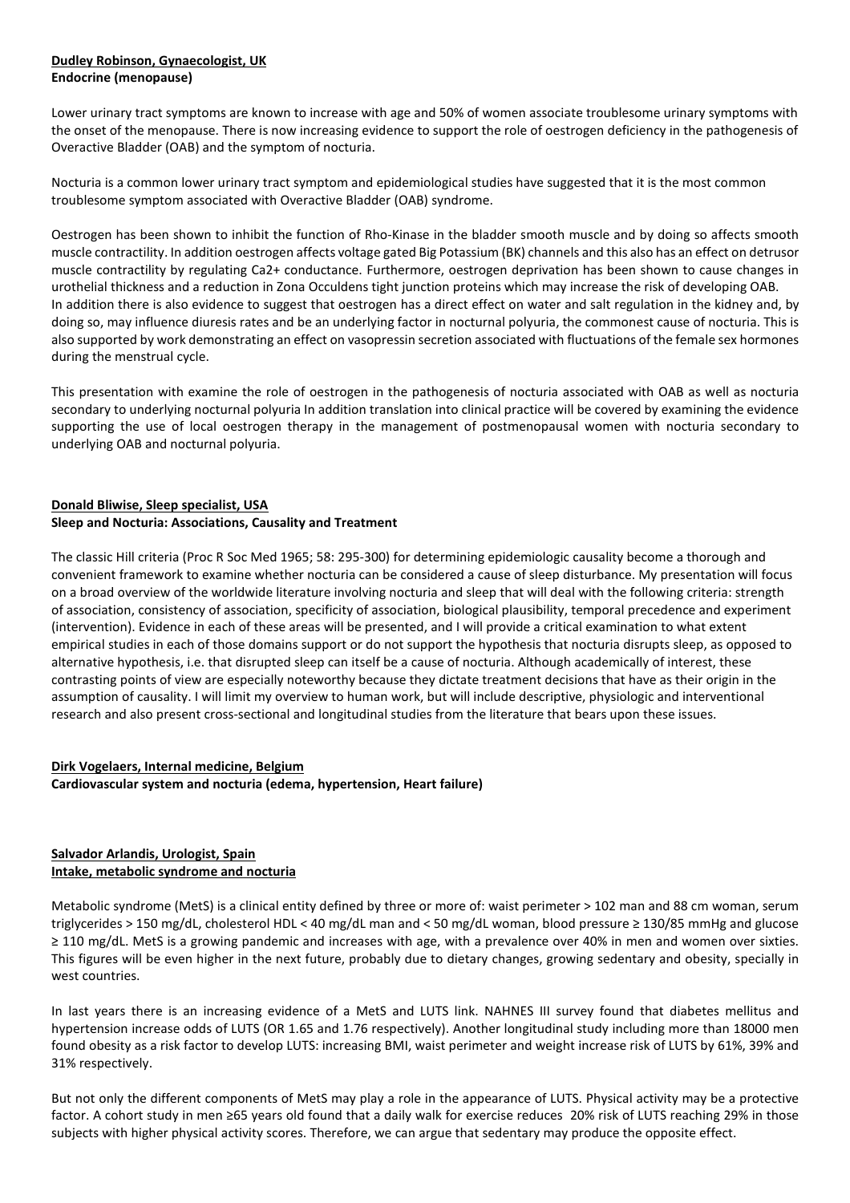**Dudley Robinson, Gynaecologist, UK**
**Endocrine (menopause)**

Lower urinary tract symptoms are known to increase with age and 50% of women associate troublesome urinary symptoms with the onset of the menopause. There is now increasing evidence to support the role of oestrogen deficiency in the pathogenesis of Overactive Bladder (OAB) and the symptom of nocturia.

Nocturia is a common lower urinary tract symptom and epidemiological studies have suggested that it is the most common troublesome symptom associated with Overactive Bladder (OAB) syndrome.

Oestrogen has been shown to inhibit the function of Rho-Kinase in the bladder smooth muscle and by doing so affects smooth muscle contractility. In addition oestrogen affects voltage gated Big Potassium (BK) channels and this also has an effect on detrusor muscle contractility by regulating Ca2+ conductance. Furthermore, oestrogen deprivation has been shown to cause changes in urothelial thickness and a reduction in Zona Occuldens tight junction proteins which may increase the risk of developing OAB.
In addition there is also evidence to suggest that oestrogen has a direct effect on water and salt regulation in the kidney and, by doing so, may influence diuresis rates and be an underlying factor in nocturnal polyuria, the commonest cause of nocturia. This is also supported by work demonstrating an effect on vasopressin secretion associated with fluctuations of the female sex hormones during the menstrual cycle.

This presentation with examine the role of oestrogen in the pathogenesis of nocturia associated with OAB as well as nocturia secondary to underlying nocturnal polyuria In addition translation into clinical practice will be covered by examining the evidence supporting the use of local oestrogen therapy in the management of postmenopausal women with nocturia secondary to underlying OAB and nocturnal polyuria.

**Donald Bliwise, Sleep specialist, USA**
**Sleep and Nocturia: Associations, Causality and Treatment**

The classic Hill criteria (Proc R Soc Med 1965; 58: 295-300) for determining epidemiologic causality become a thorough and convenient framework to examine whether nocturia can be considered a cause of sleep disturbance. My presentation will focus on a broad overview of the worldwide literature involving nocturia and sleep that will deal with the following criteria: strength of association, consistency of association, specificity of association, biological plausibility, temporal precedence and experiment (intervention). Evidence in each of these areas will be presented, and I will provide a critical examination to what extent empirical studies in each of those domains support or do not support the hypothesis that nocturia disrupts sleep, as opposed to alternative hypothesis, i.e. that disrupted sleep can itself be a cause of nocturia. Although academically of interest, these contrasting points of view are especially noteworthy because they dictate treatment decisions that have as their origin in the assumption of causality. I will limit my overview to human work, but will include descriptive, physiologic and interventional research and also present cross-sectional and longitudinal studies from the literature that bears upon these issues.

**Dirk Vogelaers, Internal medicine, Belgium**
**Cardiovascular system and nocturia (edema, hypertension, Heart failure)**

**Salvador Arlandis, Urologist, Spain**
**Intake, metabolic syndrome and nocturia**

Metabolic syndrome (MetS) is a clinical entity defined by three or more of: waist perimeter > 102 man and 88 cm woman, serum triglycerides > 150 mg/dL, cholesterol HDL < 40 mg/dL man and < 50 mg/dL woman, blood pressure ≥ 130/85 mmHg and glucose ≥ 110 mg/dL. MetS is a growing pandemic and increases with age, with a prevalence over 40% in men and women over sixties. This figures will be even higher in the next future, probably due to dietary changes, growing sedentary and obesity, specially in west countries.

In last years there is an increasing evidence of a MetS and LUTS link. NAHNES III survey found that diabetes mellitus and hypertension increase odds of LUTS (OR 1.65 and 1.76 respectively). Another longitudinal study including more than 18000 men found obesity as a risk factor to develop LUTS: increasing BMI, waist perimeter and weight increase risk of LUTS by 61%, 39% and 31% respectively.

But not only the different components of MetS may play a role in the appearance of LUTS. Physical activity may be a protective factor. A cohort study in men ≥65 years old found that a daily walk for exercise reduces 20% risk of LUTS reaching 29% in those subjects with higher physical activity scores. Therefore, we can argue that sedentary may produce the opposite effect.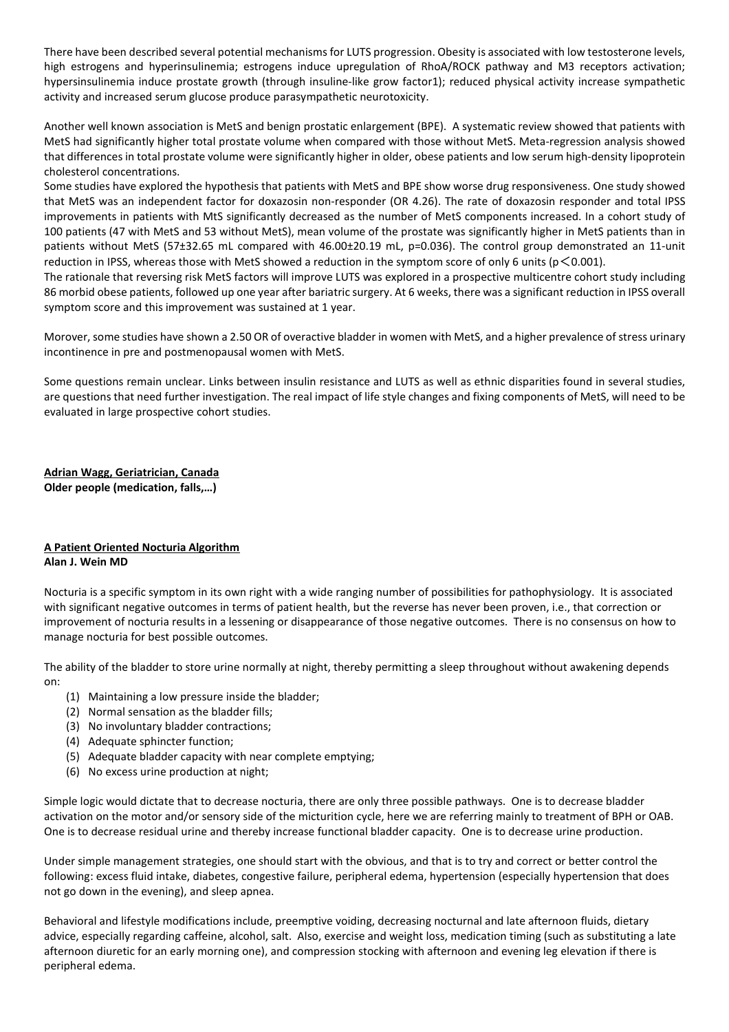There have been described several potential mechanisms for LUTS progression. Obesity is associated with low testosterone levels, high estrogens and hyperinsulinemia; estrogens induce upregulation of RhoA/ROCK pathway and M3 receptors activation; hypersinsulinemia induce prostate growth (through insuline-like grow factor1); reduced physical activity increase sympathetic activity and increased serum glucose produce parasympathetic neurotoxicity.

Another well known association is MetS and benign prostatic enlargement (BPE). A systematic review showed that patients with MetS had significantly higher total prostate volume when compared with those without MetS. Meta-regression analysis showed that differences in total prostate volume were significantly higher in older, obese patients and low serum high-density lipoprotein cholesterol concentrations.

Some studies have explored the hypothesis that patients with MetS and BPE show worse drug responsiveness. One study showed that MetS was an independent factor for doxazosin non-responder (OR 4.26). The rate of doxazosin responder and total IPSS improvements in patients with MtS significantly decreased as the number of MetS components increased. In a cohort study of 100 patients (47 with MetS and 53 without MetS), mean volume of the prostate was significantly higher in MetS patients than in patients without MetS (57±32.65 mL compared with 46.00±20.19 mL, p=0.036). The control group demonstrated an 11-unit reduction in IPSS, whereas those with MetS showed a reduction in the symptom score of only 6 units ($p < 0.001$).

The rationale that reversing risk MetS factors will improve LUTS was explored in a prospective multicentre cohort study including 86 morbid obese patients, followed up one year after bariatric surgery. At 6 weeks, there was a significant reduction in IPSS overall symptom score and this improvement was sustained at 1 year.

Morover, some studies have shown a 2.50 OR of overactive bladder in women with MetS, and a higher prevalence of stress urinary incontinence in pre and postmenopausal women with MetS.

Some questions remain unclear. Links between insulin resistance and LUTS as well as ethnic disparities found in several studies, are questions that need further investigation. The real impact of life style changes and fixing components of MetS, will need to be evaluated in large prospective cohort studies.

**Adrian Wagg, Geriatrician, Canada**
**Older people (medication, falls,…)**

**A Patient Oriented Nocturia Algorithm**
**Alan J. Wein MD**

Nocturia is a specific symptom in its own right with a wide ranging number of possibilities for pathophysiology. It is associated with significant negative outcomes in terms of patient health, but the reverse has never been proven, i.e., that correction or improvement of nocturia results in a lessening or disappearance of those negative outcomes. There is no consensus on how to manage nocturia for best possible outcomes.

The ability of the bladder to store urine normally at night, thereby permitting a sleep throughout without awakening depends on:

1. Maintaining a low pressure inside the bladder;
2. Normal sensation as the bladder fills;
3. No involuntary bladder contractions;
4. Adequate sphincter function;
5. Adequate bladder capacity with near complete emptying;
6. No excess urine production at night;

Simple logic would dictate that to decrease nocturia, there are only three possible pathways. One is to decrease bladder activation on the motor and/or sensory side of the micturition cycle, here we are referring mainly to treatment of BPH or OAB. One is to decrease residual urine and thereby increase functional bladder capacity. One is to decrease urine production.

Under simple management strategies, one should start with the obvious, and that is to try and correct or better control the following: excess fluid intake, diabetes, congestive failure, peripheral edema, hypertension (especially hypertension that does not go down in the evening), and sleep apnea.

Behavioral and lifestyle modifications include, preemptive voiding, decreasing nocturnal and late afternoon fluids, dietary advice, especially regarding caffeine, alcohol, salt. Also, exercise and weight loss, medication timing (such as substituting a late afternoon diuretic for an early morning one), and compression stocking with afternoon and evening leg elevation if there is peripheral edema.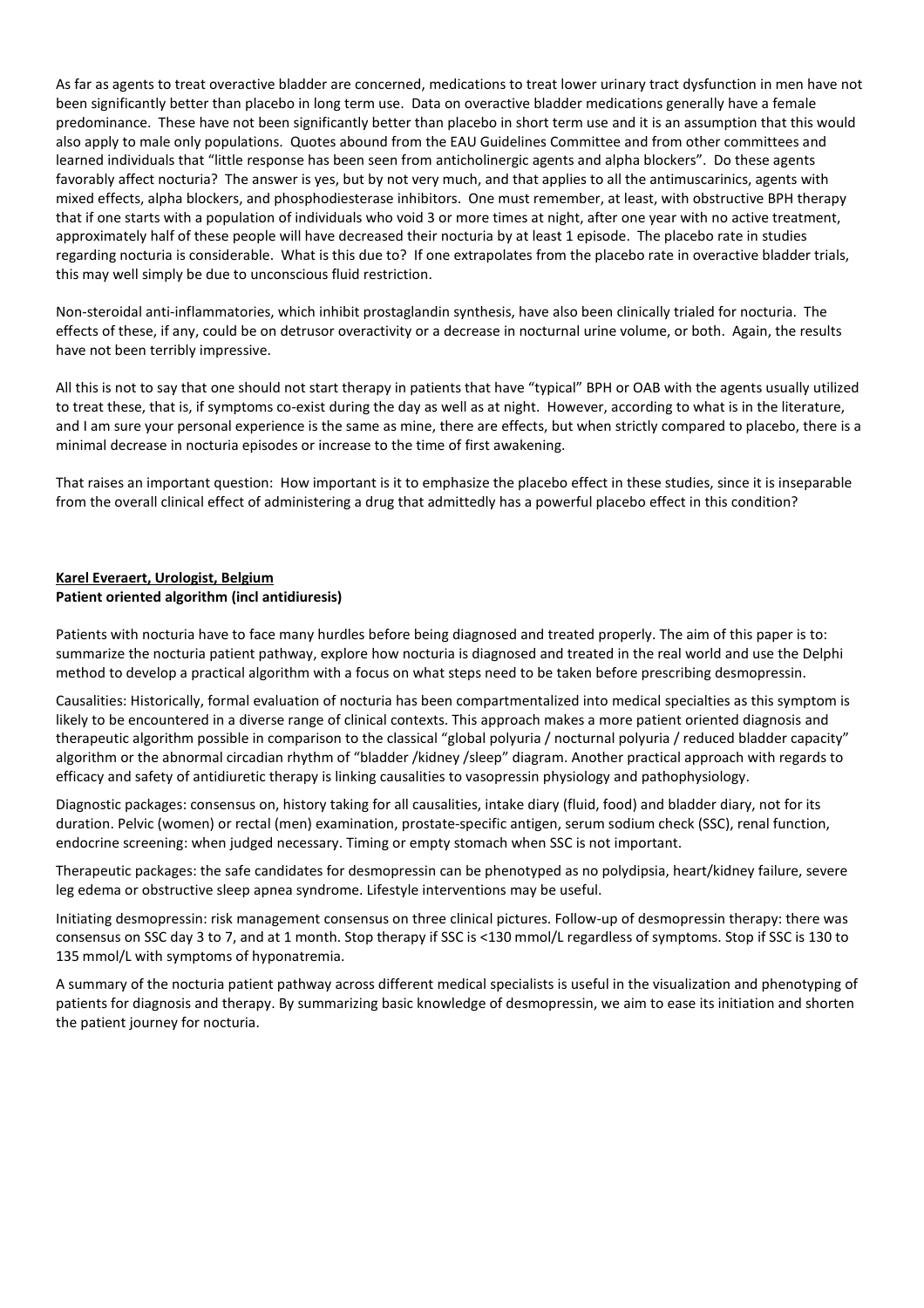As far as agents to treat overactive bladder are concerned, medications to treat lower urinary tract dysfunction in men have not been significantly better than placebo in long term use. Data on overactive bladder medications generally have a female predominance. These have not been significantly better than placebo in short term use and it is an assumption that this would also apply to male only populations. Quotes abound from the EAU Guidelines Committee and from other committees and learned individuals that "little response has been seen from anticholinergic agents and alpha blockers". Do these agents favorably affect nocturia? The answer is yes, but by not very much, and that applies to all the antimuscarinics, agents with mixed effects, alpha blockers, and phosphodiesterase inhibitors. One must remember, at least, with obstructive BPH therapy that if one starts with a population of individuals who void 3 or more times at night, after one year with no active treatment, approximately half of these people will have decreased their nocturia by at least 1 episode. The placebo rate in studies regarding nocturia is considerable. What is this due to? If one extrapolates from the placebo rate in overactive bladder trials, this may well simply be due to unconscious fluid restriction.

Non-steroidal anti-inflammatories, which inhibit prostaglandin synthesis, have also been clinically trialed for nocturia. The effects of these, if any, could be on detrusor overactivity or a decrease in nocturnal urine volume, or both. Again, the results have not been terribly impressive.

All this is not to say that one should not start therapy in patients that have "typical" BPH or OAB with the agents usually utilized to treat these, that is, if symptoms co-exist during the day as well as at night. However, according to what is in the literature, and I am sure your personal experience is the same as mine, there are effects, but when strictly compared to placebo, there is a minimal decrease in nocturia episodes or increase to the time of first awakening.

That raises an important question: How important is it to emphasize the placebo effect in these studies, since it is inseparable from the overall clinical effect of administering a drug that admittedly has a powerful placebo effect in this condition?

**Karel Everaert, Urologist, Belgium**
**Patient oriented algorithm (incl antidiuresis)**

Patients with nocturia have to face many hurdles before being diagnosed and treated properly. The aim of this paper is to: summarize the nocturia patient pathway, explore how nocturia is diagnosed and treated in the real world and use the Delphi method to develop a practical algorithm with a focus on what steps need to be taken before prescribing desmopressin.

Causalities: Historically, formal evaluation of nocturia has been compartmentalized into medical specialties as this symptom is likely to be encountered in a diverse range of clinical contexts. This approach makes a more patient oriented diagnosis and therapeutic algorithm possible in comparison to the classical "global polyuria / nocturnal polyuria / reduced bladder capacity" algorithm or the abnormal circadian rhythm of "bladder /kidney /sleep" diagram. Another practical approach with regards to efficacy and safety of antidiuretic therapy is linking causalities to vasopressin physiology and pathophysiology.

Diagnostic packages: consensus on, history taking for all causalities, intake diary (fluid, food) and bladder diary, not for its duration. Pelvic (women) or rectal (men) examination, prostate-specific antigen, serum sodium check (SSC), renal function, endocrine screening: when judged necessary. Timing or empty stomach when SSC is not important.

Therapeutic packages: the safe candidates for desmopressin can be phenotyped as no polydipsia, heart/kidney failure, severe leg edema or obstructive sleep apnea syndrome. Lifestyle interventions may be useful.

Initiating desmopressin: risk management consensus on three clinical pictures. Follow-up of desmopressin therapy: there was consensus on SSC day 3 to 7, and at 1 month. Stop therapy if SSC is <130 mmol/L regardless of symptoms. Stop if SSC is 130 to 135 mmol/L with symptoms of hyponatremia.

A summary of the nocturia patient pathway across different medical specialists is useful in the visualization and phenotyping of patients for diagnosis and therapy. By summarizing basic knowledge of desmopressin, we aim to ease its initiation and shorten the patient journey for nocturia.